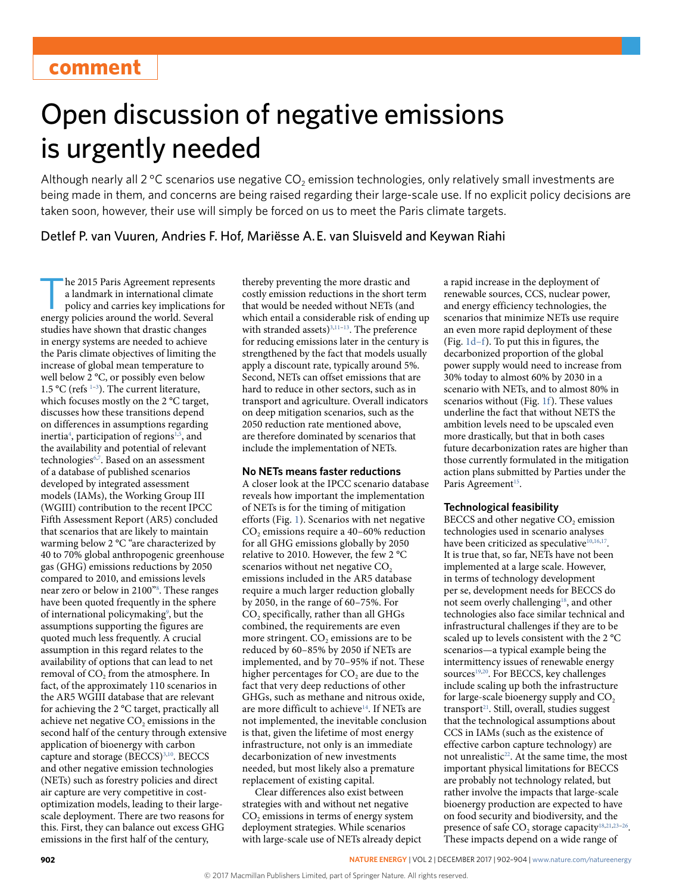comment

# Open discussion of negative emissions is urgently needed

Although nearly all 2 °C scenarios use negative $CO_2$ emission technologies, only relatively small investments are being made in them, and concerns are being raised regarding their large-scale use. If no explicit policy decisions are taken soon, however, their use will simply be forced on us to meet the Paris climate targets.

Detlef P. van Vuuren, Andries F. Hof, Mariësse A. E. van Sluisveld and Keywan Riahi

The 2015 Paris Agreement represents a landmark in international climate policy and carries key implications for energy policies around the world. Several studies have shown that drastic changes in energy systems are needed to achieve the Paris climate objectives of limiting the increase of global mean temperature to well below 2 °C, or possibly even below 1.5 °C (refs [1–3]). The current literature, which focuses mostly on the 2 °C target, discusses how these transitions depend on differences in assumptions regarding inertia[4], participation of regions[1,5], and the availability and potential of relevant technologies[6,7]. Based on an assessment of a database of published scenarios developed by integrated assessment models (IAMs), the Working Group III (WGIII) contribution to the recent IPCC Fifth Assessment Report (AR5) concluded that scenarios that are likely to maintain warming below 2 °C "are characterized by 40 to 70% global anthropogenic greenhouse gas (GHG) emissions reductions by 2050 compared to 2010, and emissions levels near zero or below in 2100"[8]. These ranges have been quoted frequently in the sphere of international policymaking[9], but the assumptions supporting the figures are quoted much less frequently. A crucial assumption in this regard relates to the availability of options that can lead to net removal of $CO_2$ from the atmosphere. In fact, of the approximately 110 scenarios in the AR5 WGIII database that are relevant for achieving the 2 °C target, practically all achieve net negative $CO_2$ emissions in the second half of the century through extensive application of bioenergy with carbon capture and storage (BECCS)[3,10]. BECCS and other negative emission technologies (NETs) such as forestry policies and direct air capture are very competitive in cost-optimization models, leading to their large-scale deployment. There are two reasons for this. First, they can balance out excess GHG emissions in the first half of the century, thereby preventing the more drastic and costly emission reductions in the short term that would be needed without NETs (and which entail a considerable risk of ending up with stranded assets)[3,11–13]. The preference for reducing emissions later in the century is strengthened by the fact that models usually apply a discount rate, typically around 5%. Second, NETs can offset emissions that are hard to reduce in other sectors, such as in transport and agriculture. Overall indicators on deep mitigation scenarios, such as the 2050 reduction rate mentioned above, are therefore dominated by scenarios that include the implementation of NETs.

### No NETs means faster reductions

A closer look at the IPCC scenario database reveals how important the implementation of NETs is for the timing of mitigation efforts (Fig. 1). Scenarios with net negative $CO_2$ emissions require a 40–60% reduction for all GHG emissions globally by 2050 relative to 2010. However, the few 2 °C scenarios without net negative $CO_2$ emissions included in the AR5 database require a much larger reduction globally by 2050, in the range of 60–75%. For $CO_2$ specifically, rather than all GHGs combined, the requirements are even more stringent. $CO_2$ emissions are to be reduced by 60–85% by 2050 if NETs are implemented, and by 70–95% if not. These higher percentages for $CO_2$ are due to the fact that very deep reductions of other GHGs, such as methane and nitrous oxide, are more difficult to achieve[14]. If NETs are not implemented, the inevitable conclusion is that, given the lifetime of most energy infrastructure, not only is an immediate decarbonization of new investments needed, but most likely also a premature replacement of existing capital.

Clear differences also exist between strategies with and without net negative $CO_2$ emissions in terms of energy system deployment strategies. While scenarios with large-scale use of NETs already depict a rapid increase in the deployment of renewable sources, CCS, nuclear power, and energy efficiency technologies, the scenarios that minimize NETs use require an even more rapid deployment of these (Fig. 1d–f). To put this in figures, the decarbonized proportion of the global power supply would need to increase from 30% today to almost 60% by 2030 in a scenario with NETs, and to almost 80% in scenarios without (Fig. 1f). These values underline the fact that without NETS the ambition levels need to be upscaled even more drastically, but that in both cases future decarbonization rates are higher than those currently formulated in the mitigation action plans submitted by Parties under the Paris Agreement[15].

### Technological feasibility

BECCS and other negative $CO_2$ emission technologies used in scenario analyses have been criticized as speculative[10,16,17]. It is true that, so far, NETs have not been implemented at a large scale. However, in terms of technology development per se, development needs for BECCS do not seem overly challenging[18], and other technologies also face similar technical and infrastructural challenges if they are to be scaled up to levels consistent with the 2 °C scenarios—a typical example being the intermittency issues of renewable energy sources[19,20]. For BECCS, key challenges include scaling up both the infrastructure for large-scale bioenergy supply and $CO_2$ transport[21]. Still, overall, studies suggest that the technological assumptions about CCS in IAMs (such as the existence of effective carbon capture technology) are not unrealistic[22]. At the same time, the most important physical limitations for BECCS are probably not technology related, but rather involve the impacts that large-scale bioenergy production are expected to have on food security and biodiversity, and the presence of safe $CO_2$ storage capacity[18,21,23–26]. These impacts depend on a wide range of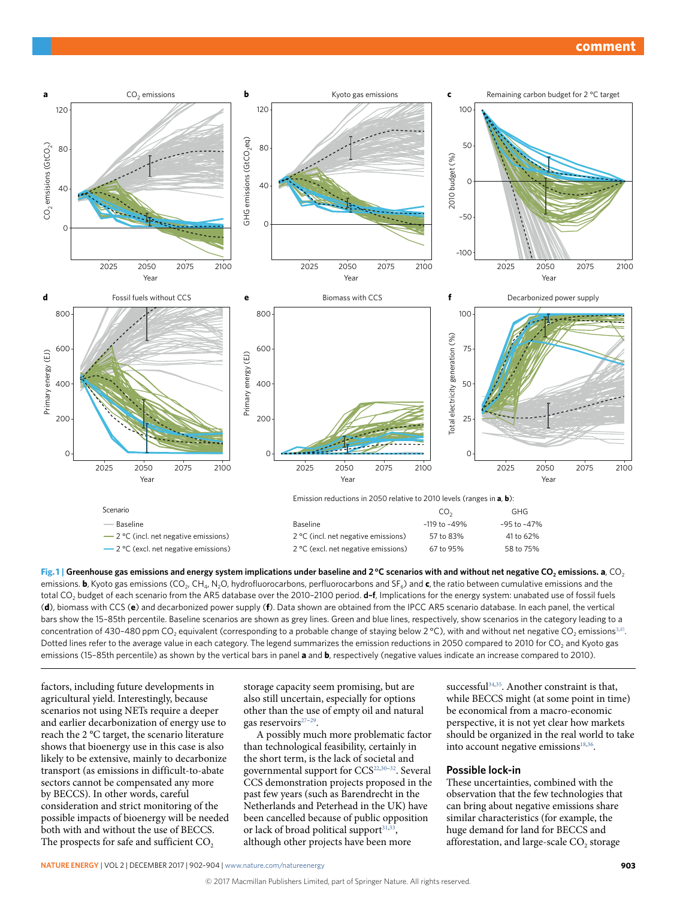| | | |
|---|---|---|
| Scenario | Emission reductions in 2050 relative to 2010 levels (ranges in **a**, **b**): | |
| | $CO_2$ | GHG |
| Baseline | -119 to -49% | -95 to -47% |
| 2 °C (incl. net negative emissions) | 57 to 83% | 41 to 62% |
| 2 °C (excl. net negative emissions) | 67 to 95% | 58 to 75% |

**Fig. 1 | Greenhouse gas emissions and energy system implications under baseline and 2 °C scenarios with and without net negative $CO_2$ emissions.** **a**, $CO_2$ emissions. **b**, Kyoto gas emissions ($CO_2$, $CH_4$, $N_2O$, hydrofluorocarbons, perfluorocarbons and $SF_6$) and **c**, the ratio between cumulative emissions and the total $CO_2$ budget of each scenario from the AR5 database over the 2010–2100 period. **d–f**, Implications for the energy system: unabated use of fossil fuels (**d**), biomass with CCS (**e**) and decarbonized power supply (**f**). Data shown are obtained from the IPCC AR5 scenario database. In each panel, the vertical bars show the 15–85th percentile. Baseline scenarios are shown as grey lines. Green and blue lines, respectively, show scenarios in the category leading to a concentration of 430–480 ppm $CO_2$ equivalent (corresponding to a probable change of staying below 2 °C), with and without net negative $CO_2$ emissions[3,41]. Dotted lines refer to the average value in each category. The legend summarizes the emission reductions in 2050 compared to 2010 for $CO_2$ and Kyoto gas emissions (15–85th percentile) as shown by the vertical bars in panel **a** and **b**, respectively (negative values indicate an increase compared to 2010).

factors, including future developments in agricultural yield. Interestingly, because scenarios not using NETs require a deeper and earlier decarbonization of energy use to reach the 2 °C target, the scenario literature shows that bioenergy use in this case is also likely to be extensive, mainly to decarbonize transport (as emissions in difficult-to-abate sectors cannot be compensated any more by BECCS). In other words, careful consideration and strict monitoring of the possible impacts of bioenergy will be needed both with and without the use of BECCS. The prospects for safe and sufficient $CO_2$ storage capacity seem promising, but are also still uncertain, especially for options other than the use of empty oil and natural gas reservoirs[27–29].

A possibly much more problematic factor than technological feasibility, certainly in the short term, is the lack of societal and governmental support for CCS[22,30–32]. Several CCS demonstration projects proposed in the past few years (such as Barendrecht in the Netherlands and Peterhead in the UK) have been cancelled because of public opposition or lack of broad political support[31,33], although other projects have been more successful[34,35]. Another constraint is that, while BECCS might (at some point in time) be economical from a macro-economic perspective, it is not yet clear how markets should be organized in the real world to take into account negative emissions[18,36].

## Possible lock-in

These uncertainties, combined with the observation that the few technologies that can bring about negative emissions share similar characteristics (for example, the huge demand for land for BECCS and afforestation, and large-scale $CO_2$ storage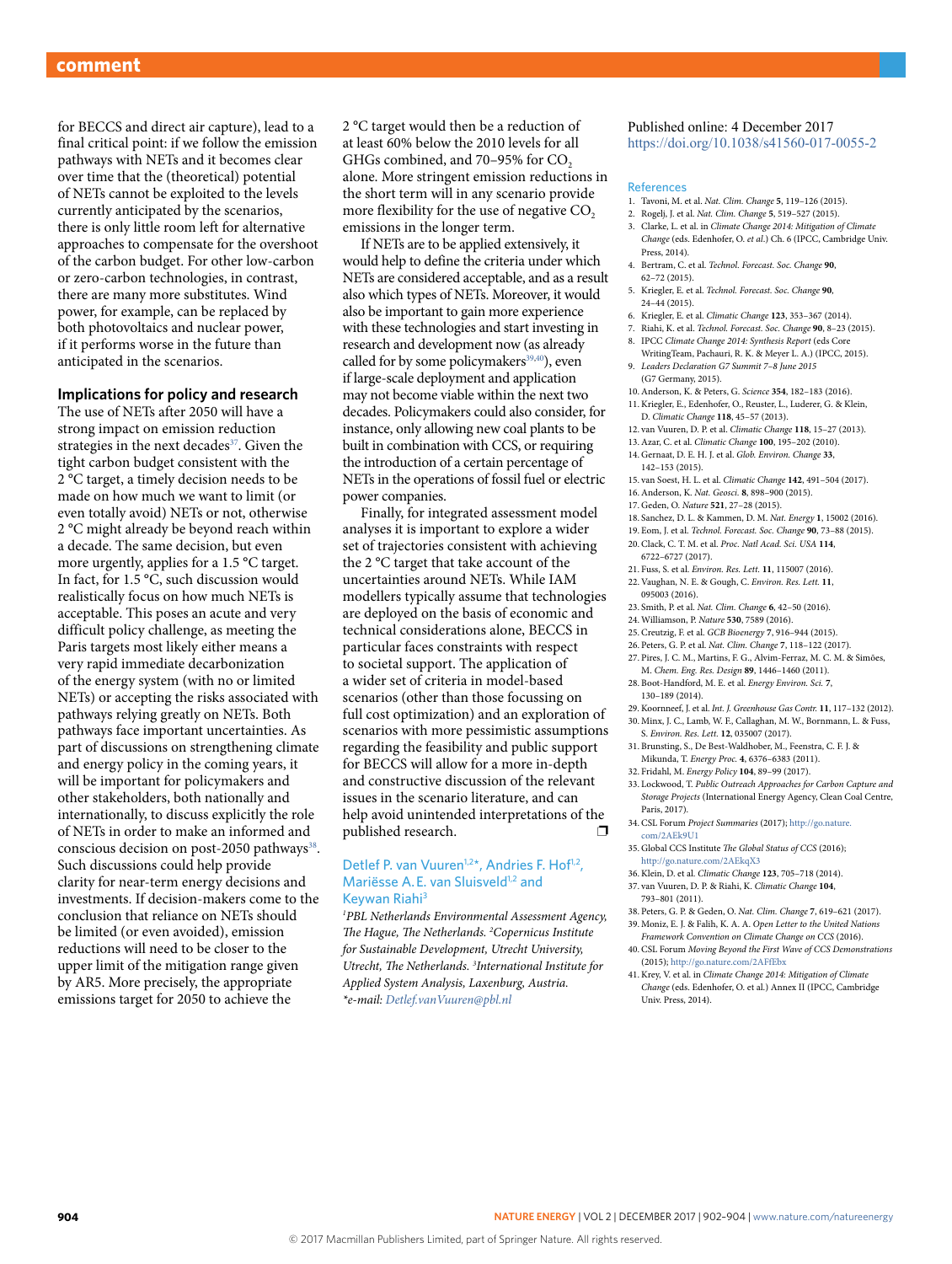for BECCS and direct air capture), lead to a final critical point: if we follow the emission pathways with NETs and it becomes clear over time that the (theoretical) potential of NETs cannot be exploited to the levels currently anticipated by the scenarios, there is only little room left for alternative approaches to compensate for the overshoot of the carbon budget. For other low-carbon or zero-carbon technologies, in contrast, there are many more substitutes. Wind power, for example, can be replaced by both photovoltaics and nuclear power, if it performs worse in the future than anticipated in the scenarios.

### Implications for policy and research

The use of NETs after 2050 will have a strong impact on emission reduction strategies in the next decades[37]. Given the tight carbon budget consistent with the 2 °C target, a timely decision needs to be made on how much we want to limit (or even totally avoid) NETs or not, otherwise 2 °C might already be beyond reach within a decade. The same decision, but even more urgently, applies for a 1.5 °C target. In fact, for 1.5 °C, such discussion would realistically focus on how much NETs is acceptable. This poses an acute and very difficult policy challenge, as meeting the Paris targets most likely either means a very rapid immediate decarbonization of the energy system (with no or limited NETs) or accepting the risks associated with pathways relying greatly on NETs. Both pathways face important uncertainties. As part of discussions on strengthening climate and energy policy in the coming years, it will be important for policymakers and other stakeholders, both nationally and internationally, to discuss explicitly the role of NETs in order to make an informed and conscious decision on post-2050 pathways[38]. Such discussions could help provide clarity for near-term energy decisions and investments. If decision-makers come to the conclusion that reliance on NETs should be limited (or even avoided), emission reductions will need to be closer to the upper limit of the mitigation range given by AR5. More precisely, the appropriate emissions target for 2050 to achieve the 2 °C target would then be a reduction of at least 60% below the 2010 levels for all GHGs combined, and 70–95% for $CO_2$ alone. More stringent emission reductions in the short term will in any scenario provide more flexibility for the use of negative $CO_2$ emissions in the longer term.

If NETs are to be applied extensively, it would help to define the criteria under which NETs are considered acceptable, and as a result also which types of NETs. Moreover, it would also be important to gain more experience with these technologies and start investing in research and development now (as already called for by some policymakers[39,40]), even if large-scale deployment and application may not become viable within the next two decades. Policymakers could also consider, for instance, only allowing new coal plants to be built in combination with CCS, or requiring the introduction of a certain percentage of NETs in the operations of fossil fuel or electric power companies.

Finally, for integrated assessment model analyses it is important to explore a wider set of trajectories consistent with achieving the 2 °C target that take account of the uncertainties around NETs. While IAM modellers typically assume that technologies are deployed on the basis of economic and technical considerations alone, BECCS in particular faces constraints with respect to societal support. The application of a wider set of criteria in model-based scenarios (other than those focussing on full cost optimization) and an exploration of scenarios with more pessimistic assumptions regarding the feasibility and public support for BECCS will allow for a more in-depth and constructive discussion of the relevant issues in the scenario literature, and can help avoid unintended interpretations of the published research. ❐

Detlef P. van Vuuren[1,2]*, Andries F. Hof[1,2], Mariësse A. E. van Sluisveld[1,2] and Keywan Riahi[3]

*[1]PBL Netherlands Environmental Assessment Agency, The Hague, The Netherlands. [2]Copernicus Institute for Sustainable Development, Utrecht University, Utrecht, The Netherlands. [3]International Institute for Applied System Analysis, Laxenburg, Austria.*
*\*e-mail: Detlef.vanVuuren@pbl.nl*

Published online: 4 December 2017
https://doi.org/10.1038/s41560-017-0055-2

### References

1. Tavoni, M. et al. *Nat. Clim. Change* **5**, 119–126 (2015).
2. Rogelj, J. et al. *Nat. Clim. Change* **5**, 519–527 (2015).
3. Clarke, L. et al. in *Climate Change 2014: Mitigation of Climate Change* (eds. Edenhofer, O. *et al.*) Ch. 6 (IPCC, Cambridge Univ. Press, 2014).
4. Bertram, C. et al. *Technol. Forecast. Soc. Change* **90**, 62–72 (2015).
5. Kriegler, E. et al. *Technol. Forecast. Soc. Change* **90**, 24–44 (2015).
6. Kriegler, E. et al. *Climatic Change* **123**, 353–367 (2014).
7. Riahi, K. et al. *Technol. Forecast. Soc. Change* **90**, 8–23 (2015).
8. IPCC *Climate Change 2014: Synthesis Report* (eds Core WritingTeam, Pachauri, R. K. & Meyer L. A.) (IPCC, 2015).
9. *Leaders Declaration G7 Summit 7–8 June 2015* (G7 Germany, 2015).
10. Anderson, K. & Peters, G. *Science* **354**, 182–183 (2016).
11. Kriegler, E., Edenhofer, O., Reuster, L., Luderer, G. & Klein, D. *Climatic Change* **118**, 45–57 (2013).
12. van Vuuren, D. P. et al. *Climatic Change* **118**, 15–27 (2013).
13. Azar, C. et al. *Climatic Change* **100**, 195–202 (2010).
14. Gernaat, D. E. H. J. et al. *Glob. Environ. Change* **33**, 142–153 (2015).
15. van Soest, H. L. et al. *Climatic Change* **142**, 491–504 (2017).
16. Anderson, K. *Nat. Geosci.* **8**, 898–900 (2015).
17. Geden, O. *Nature* **521**, 27–28 (2015).
18. Sanchez, D. L. & Kammen, D. M. *Nat. Energy* **1**, 15002 (2016).
19. Eom, J. et al. *Technol. Forecast. Soc. Change* **90**, 73–88 (2015).
20. Clack, C. T. M. et al. *Proc. Natl Acad. Sci. USA* **114**, 6722–6727 (2017).
21. Fuss, S. et al. *Environ. Res. Lett.* **11**, 115007 (2016).
22. Vaughan, N. E. & Gough, C. *Environ. Res. Lett.* **11**, 095003 (2016).
23. Smith, P. et al. *Nat. Clim. Change* **6**, 42–50 (2016).
24. Williamson, P. *Nature* **530**, 7589 (2016).
25. Creutzig, F. et al. *GCB Bioenergy* **7**, 916–944 (2015).
26. Peters, G. P. et al. *Nat. Clim. Change* **7**, 118–122 (2017).
27. Pires, J. C. M., Martins, F. G., Alvim-Ferraz, M. C. M. & Simões, M. *Chem. Eng. Res. Design* **89**, 1446–1460 (2011).
28. Boot-Handford, M. E. et al. *Energy Environ. Sci.* **7**, 130–189 (2014).
29. Koornneef, J. et al. *Int. J. Greenhouse Gas Contr.* **11**, 117–132 (2012).
30. Minx, J. C., Lamb, W. F., Callaghan, M. W., Bornmann, L. & Fuss, S. *Environ. Res. Lett.* **12**, 035007 (2017).
31. Brunsting, S., De Best-Waldhober, M., Feenstra, C. F. J. & Mikunda, T. *Energy Proc.* **4**, 6376–6383 (2011).
32. Fridahl, M. *Energy Policy* **104**, 89–99 (2017).
33. Lockwood, T. *Public Outreach Approaches for Carbon Capture and Storage Projects* (International Energy Agency, Clean Coal Centre, Paris, 2017).
34. CSL Forum *Project Summaries* (2017); http://go.nature.com/2AEk9U1
35. Global CCS Institute *The Global Status of CCS* (2016); http://go.nature.com/2AEkqX3
36. Klein, D. et al. *Climatic Change* **123**, 705–718 (2014).
37. van Vuuren, D. P. & Riahi, K. *Climatic Change* **104**, 793–801 (2011).
38. Peters, G. P. & Geden, O. *Nat. Clim. Change* **7**, 619–621 (2017).
39. Moniz, E. J. & Falih, K. A. A. *Open Letter to the United Nations Framework Convention on Climate Change on CCS* (2016).
40. CSL Forum *Moving Beyond the First Wave of CCS Demonstrations* (2015); http://go.nature.com/2AFfEbx
41. Krey, V. et al. in *Climate Change 2014: Mitigation of Climate Change* (eds. Edenhofer, O. et al.) Annex II (IPCC, Cambridge Univ. Press, 2014).